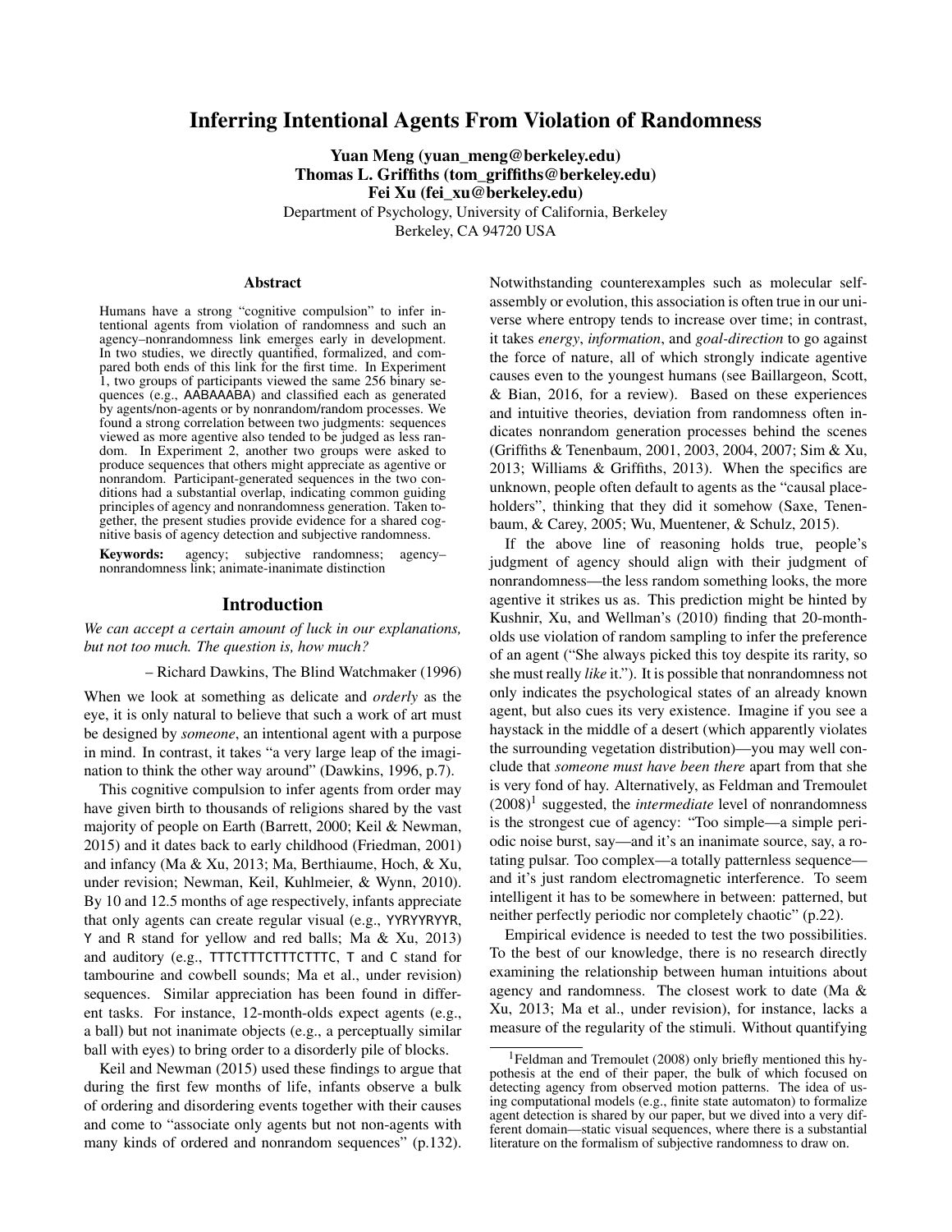# Inferring Intentional Agents From Violation of Randomness

**Yuan Meng (yuan_meng@berkeley.edu)**
**Thomas L. Griffiths (tom_griffiths@berkeley.edu)**
**Fei Xu (fei_xu@berkeley.edu)**
Department of Psychology, University of California, Berkeley
Berkeley, CA 94720 USA

## Abstract

Humans have a strong "cognitive compulsion" to infer intentional agents from violation of randomness and such an agency–nonrandomness link emerges early in development. In two studies, we directly quantified, formalized, and compared both ends of this link for the first time. In Experiment 1, two groups of participants viewed the same 256 binary sequences (e.g., AABAAABA) and classified each as generated by agents/non-agents or by nonrandom/random processes. We found a strong correlation between two judgments: sequences viewed as more agentive also tended to be judged as less random. In Experiment 2, another two groups were asked to produce sequences that others might appreciate as agentive or nonrandom. Participant-generated sequences in the two conditions had a substantial overlap, indicating common guiding principles of agency and nonrandomness generation. Taken together, the present studies provide evidence for a shared cognitive basis of agency detection and subjective randomness.

**Keywords:** agency; subjective randomness; agency–nonrandomness link; animate-inanimate distinction

## Introduction

*We can accept a certain amount of luck in our explanations, but not too much. The question is, how much?*

– Richard Dawkins, The Blind Watchmaker (1996)

When we look at something as delicate and *orderly* as the eye, it is only natural to believe that such a work of art must be designed by *someone*, an intentional agent with a purpose in mind. In contrast, it takes "a very large leap of the imagination to think the other way around" (Dawkins, 1996, p.7).

This cognitive compulsion to infer agents from order may have given birth to thousands of religions shared by the vast majority of people on Earth (Barrett, 2000; Keil & Newman, 2015) and it dates back to early childhood (Friedman, 2001) and infancy (Ma & Xu, 2013; Ma, Berthiaume, Hoch, & Xu, under revision; Newman, Keil, Kuhlmeier, & Wynn, 2010). By 10 and 12.5 months of age respectively, infants appreciate that only agents can create regular visual (e.g., YYRYYRYYR, Y and R stand for yellow and red balls; Ma & Xu, 2013) and auditory (e.g., TTTCTTTCTTTCTTTC, T and C stand for tambourine and cowbell sounds; Ma et al., under revision) sequences. Similar appreciation has been found in different tasks. For instance, 12-month-olds expect agents (e.g., a ball) but not inanimate objects (e.g., a perceptually similar ball with eyes) to bring order to a disorderly pile of blocks.

Keil and Newman (2015) used these findings to argue that during the first few months of life, infants observe a bulk of ordering and disordering events together with their causes and come to "associate only agents but not non-agents with many kinds of ordered and nonrandom sequences" (p.132). Notwithstanding counterexamples such as molecular self-assembly or evolution, this association is often true in our universe where entropy tends to increase over time; in contrast, it takes *energy*, *information*, and *goal-direction* to go against the force of nature, all of which strongly indicate agentive causes even to the youngest humans (see Baillargeon, Scott, & Bian, 2016, for a review). Based on these experiences and intuitive theories, deviation from randomness often indicates nonrandom generation processes behind the scenes (Griffiths & Tenenbaum, 2001, 2003, 2004, 2007; Sim & Xu, 2013; Williams & Griffiths, 2013). When the specifics are unknown, people often default to agents as the "causal placeholders", thinking that they did it somehow (Saxe, Tenenbaum, & Carey, 2005; Wu, Muentener, & Schulz, 2015).

If the above line of reasoning holds true, people's judgment of agency should align with their judgment of nonrandomness—the less random something looks, the more agentive it strikes us as. This prediction might be hinted by Kushnir, Xu, and Wellman's (2010) finding that 20-month-olds use violation of random sampling to infer the preference of an agent ("She always picked this toy despite its rarity, so she must really *like* it."). It is possible that nonrandomness not only indicates the psychological states of an already known agent, but also cues its very existence. Imagine if you see a haystack in the middle of a desert (which apparently violates the surrounding vegetation distribution)—you may well conclude that *someone must have been there* apart from that she is very fond of hay. Alternatively, as Feldman and Tremoulet (2008)[1] suggested, the *intermediate* level of nonrandomness is the strongest cue of agency: "Too simple—a simple periodic noise burst, say—and it's an inanimate source, say, a rotating pulsar. Too complex—a totally patternless sequence—and it's just random electromagnetic interference. To seem intelligent it has to be somewhere in between: patterned, but neither perfectly periodic nor completely chaotic" (p.22).

Empirical evidence is needed to test the two possibilities. To the best of our knowledge, there is no research directly examining the relationship between human intuitions about agency and randomness. The closest work to date (Ma & Xu, 2013; Ma et al., under revision), for instance, lacks a measure of the regularity of the stimuli. Without quantifying

[1] Feldman and Tremoulet (2008) only briefly mentioned this hypothesis at the end of their paper, the bulk of which focused on detecting agency from observed motion patterns. The idea of using computational models (e.g., finite state automaton) to formalize agent detection is shared by our paper, but we dived into a very different domain—static visual sequences, where there is a substantial literature on the formalism of subjective randomness to draw on.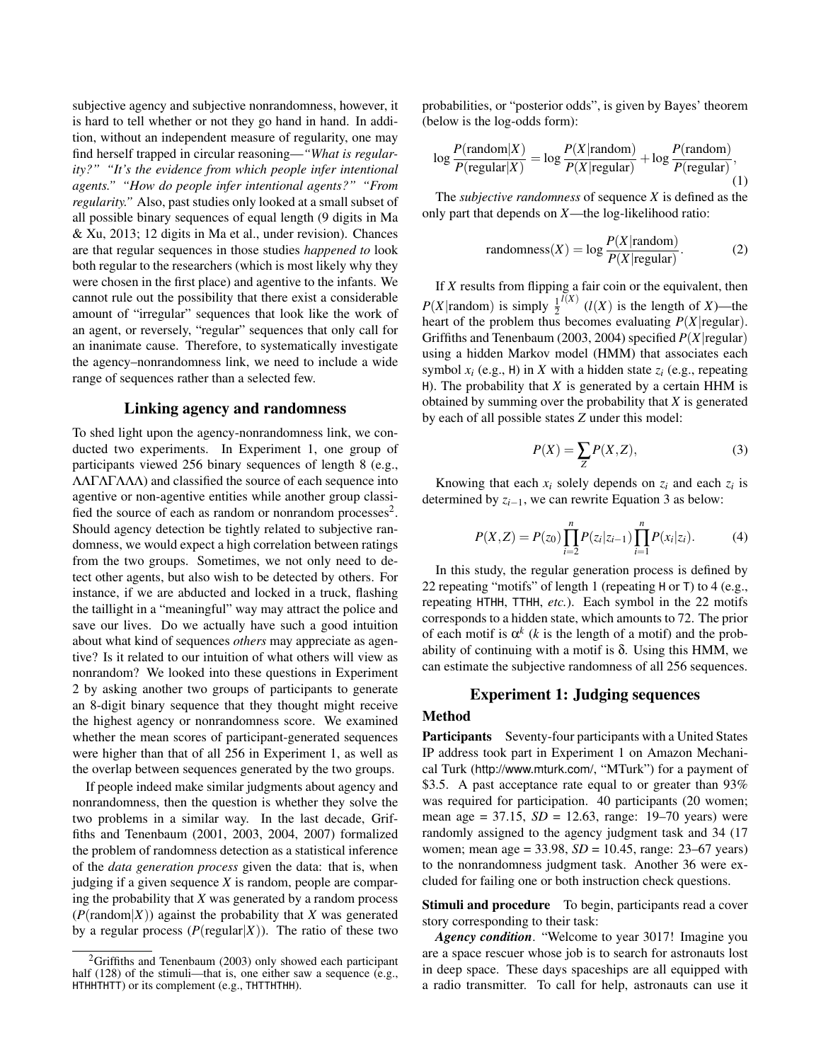subjective agency and subjective nonrandomness, however, it is hard to tell whether or not they go hand in hand. In addition, without an independent measure of regularity, one may find herself trapped in circular reasoning—*"What is regularity?" "It's the evidence from which people infer intentional agents." "How do people infer intentional agents?" "From regularity."* Also, past studies only looked at a small subset of all possible binary sequences of equal length (9 digits in Ma & Xu, 2013; 12 digits in Ma et al., under revision). Chances are that regular sequences in those studies *happened to* look both regular to the researchers (which is most likely why they were chosen in the first place) and agentive to the infants. We cannot rule out the possibility that there exist a considerable amount of "irregular" sequences that look like the work of an agent, or reversely, "regular" sequences that only call for an inanimate cause. Therefore, to systematically investigate the agency–nonrandomness link, we need to include a wide range of sequences rather than a selected few.

## Linking agency and randomness

To shed light upon the agency-nonrandomness link, we conducted two experiments. In Experiment 1, one group of participants viewed 256 binary sequences of length 8 (e.g., ΛΛΓΛΓΛΛΛ) and classified the source of each sequence into agentive or non-agentive entities while another group classified the source of each as random or nonrandom processes[2]. Should agency detection be tightly related to subjective randomness, we would expect a high correlation between ratings from the two groups. Sometimes, we not only need to detect other agents, but also wish to be detected by others. For instance, if we are abducted and locked in a truck, flashing the taillight in a "meaningful" way may attract the police and save our lives. Do we actually have such a good intuition about what kind of sequences *others* may appreciate as agentive? Is it related to our intuition of what others will view as nonrandom? We looked into these questions in Experiment 2 by asking another two groups of participants to generate an 8-digit binary sequence that they thought might receive the highest agency or nonrandomness score. We examined whether the mean scores of participant-generated sequences were higher than that of all 256 in Experiment 1, as well as the overlap between sequences generated by the two groups.

If people indeed make similar judgments about agency and nonrandomness, then the question is whether they solve the two problems in a similar way. In the last decade, Griffiths and Tenenbaum (2001, 2003, 2004, 2007) formalized the problem of randomness detection as a statistical inference of the *data generation process* given the data: that is, when judging if a given sequence $X$ is random, people are comparing the probability that $X$ was generated by a random process ($P(\text{random}|X)$) against the probability that $X$ was generated by a regular process ($P(\text{regular}|X)$). The ratio of these two probabilities, or "posterior odds", is given by Bayes' theorem (below is the log-odds form):

$$\log \frac{P(\text{random}|X)}{P(\text{regular}|X)} = \log \frac{P(X|\text{random})}{P(X|\text{regular})} + \log \frac{P(\text{random})}{P(\text{regular})}, \tag{1}$$

The *subjective randomness* of sequence $X$ is defined as the only part that depends on $X$—the log-likelihood ratio:

$$\text{randomness}(X) = \log \frac{P(X|\text{random})}{P(X|\text{regular})}. \tag{2}$$

If $X$ results from flipping a fair coin or the equivalent, then $P(X|\text{random})$ is simply $\frac{1}{2}^{l(X)}$ ($l(X)$ is the length of $X$)—the heart of the problem thus becomes evaluating $P(X|\text{regular})$. Griffiths and Tenenbaum (2003, 2004) specified $P(X|\text{regular})$ using a hidden Markov model (HMM) that associates each symbol $x_i$ (e.g., H) in $X$ with a hidden state $z_i$ (e.g., repeating H). The probability that $X$ is generated by a certain HHM is obtained by summing over the probability that $X$ is generated by each of all possible states $Z$ under this model:

$$P(X) = \sum_{Z} P(X, Z), \tag{3}$$

Knowing that each $x_i$ solely depends on $z_i$ and each $z_i$ is determined by $z_{i-1}$, we can rewrite Equation 3 as below:

$$P(X,Z) = P(z_0) \prod_{i=2}^{n} P(z_i|z_{i-1}) \prod_{i=1}^{n} P(x_i|z_i). \tag{4}$$

In this study, the regular generation process is defined by 22 repeating "motifs" of length 1 (repeating H or T) to 4 (e.g., repeating HTHH, TTHH, *etc.*). Each symbol in the 22 motifs corresponds to a hidden state, which amounts to 72. The prior of each motif is $\alpha^k$ ($k$ is the length of a motif) and the probability of continuing with a motif is $\delta$. Using this HMM, we can estimate the subjective randomness of all 256 sequences.

## Experiment 1: Judging sequences

### Method

**Participants** Seventy-four participants with a United States IP address took part in Experiment 1 on Amazon Mechanical Turk (http://www.mturk.com/, "MTurk") for a payment of \$3.5. A past acceptance rate equal to or greater than 93% was required for participation. 40 participants (20 women; mean age = 37.15, *SD* = 12.63, range: 19–70 years) were randomly assigned to the agency judgment task and 34 (17 women; mean age = 33.98, *SD* = 10.45, range: 23–67 years) to the nonrandomness judgment task. Another 36 were excluded for failing one or both instruction check questions.

**Stimuli and procedure** To begin, participants read a cover story corresponding to their task:

***Agency condition***. "Welcome to year 3017! Imagine you are a space rescuer whose job is to search for astronauts lost in deep space. These days spaceships are all equipped with a radio transmitter. To call for help, astronauts can use it

[2] Griffiths and Tenenbaum (2003) only showed each participant half (128) of the stimuli—that is, one either saw a sequence (e.g., HTHHTHTT) or its complement (e.g., THTTHTHH).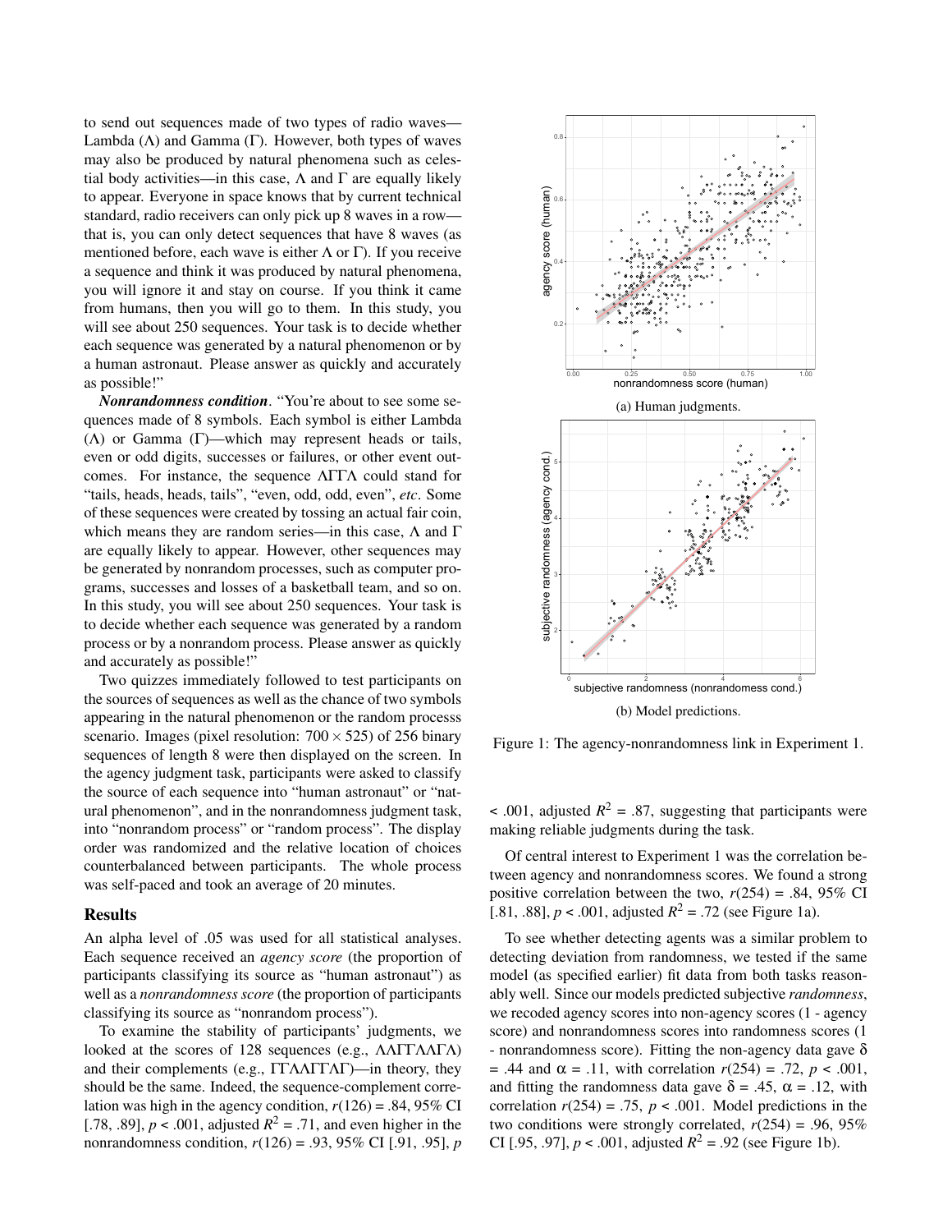to send out sequences made of two types of radio waves—Lambda (Λ) and Gamma (Γ). However, both types of waves may also be produced by natural phenomena such as celestial body activities—in this case, Λ and Γ are equally likely to appear. Everyone in space knows that by current technical standard, radio receivers can only pick up 8 waves in a row—that is, you can only detect sequences that have 8 waves (as mentioned before, each wave is either Λ or Γ). If you receive a sequence and think it was produced by natural phenomena, you will ignore it and stay on course. If you think it came from humans, then you will go to them. In this study, you will see about 250 sequences. Your task is to decide whether each sequence was generated by a natural phenomenon or by a human astronaut. Please answer as quickly and accurately as possible!"

***Nonrandomness condition***. "You're about to see some sequences made of 8 symbols. Each symbol is either Lambda (Λ) or Gamma (Γ)—which may represent heads or tails, even or odd digits, successes or failures, or other event outcomes. For instance, the sequence ΛΓΓΛ could stand for "tails, heads, heads, tails", "even, odd, odd, even", *etc*. Some of these sequences were created by tossing an actual fair coin, which means they are random series—in this case, Λ and Γ are equally likely to appear. However, other sequences may be generated by nonrandom processes, such as computer programs, successes and losses of a basketball team, and so on. In this study, you will see about 250 sequences. Your task is to decide whether each sequence was generated by a random process or by a nonrandom process. Please answer as quickly and accurately as possible!"

Two quizzes immediately followed to test participants on the sources of sequences as well as the chance of two symbols appearing in the natural phenomenon or the random processs scenario. Images (pixel resolution: $700 \times 525$) of 256 binary sequences of length 8 were then displayed on the screen. In the agency judgment task, participants were asked to classify the source of each sequence into "human astronaut" or "natural phenomenon", and in the nonrandomness judgment task, into "nonrandom process" or "random process". The display order was randomized and the relative location of choices counterbalanced between participants. The whole process was self-paced and took an average of 20 minutes.

## Results

An alpha level of .05 was used for all statistical analyses. Each sequence received an *agency score* (the proportion of participants classifying its source as "human astronaut") as well as a *nonrandomness score* (the proportion of participants classifying its source as "nonrandom process").

To examine the stability of participants' judgments, we looked at the scores of 128 sequences (e.g., ΛΛΓΓΛΛΓΛ) and their complements (e.g., ΓΓΛΛΓΓΛΓ)—in theory, they should be the same. Indeed, the sequence-complement correlation was high in the agency condition, $r(126) = .84$, 95% CI [.78, .89], $p < .001$, adjusted $R^2 = .71$, and even higher in the nonrandomness condition, $r(126) = .93$, 95% CI [.91, .95], $p < .001$, adjusted $R^2 = .87$, suggesting that participants were making reliable judgments during the task.

(a) Human judgments.

(b) Model predictions.

Figure 1: The agency-nonrandomness link in Experiment 1.

Of central interest to Experiment 1 was the correlation between agency and nonrandomness scores. We found a strong positive correlation between the two, $r(254) = .84$, 95% CI [.81, .88], $p < .001$, adjusted $R^2 = .72$ (see Figure 1a).

To see whether detecting agents was a similar problem to detecting deviation from randomness, we tested if the same model (as specified earlier) fit data from both tasks reasonably well. Since our models predicted subjective *randomness*, we recoded agency scores into non-agency scores (1 - agency score) and nonrandomness scores into randomness scores (1 - nonrandomness score). Fitting the non-agency data gave $\delta = .44$ and $\alpha = .11$, with correlation $r(254) = .72$, $p < .001$, and fitting the randomness data gave $\delta = .45$, $\alpha = .12$, with correlation $r(254) = .75$, $p < .001$. Model predictions in the two conditions were strongly correlated, $r(254) = .96$, 95% CI [.95, .97], $p < .001$, adjusted $R^2 = .92$ (see Figure 1b).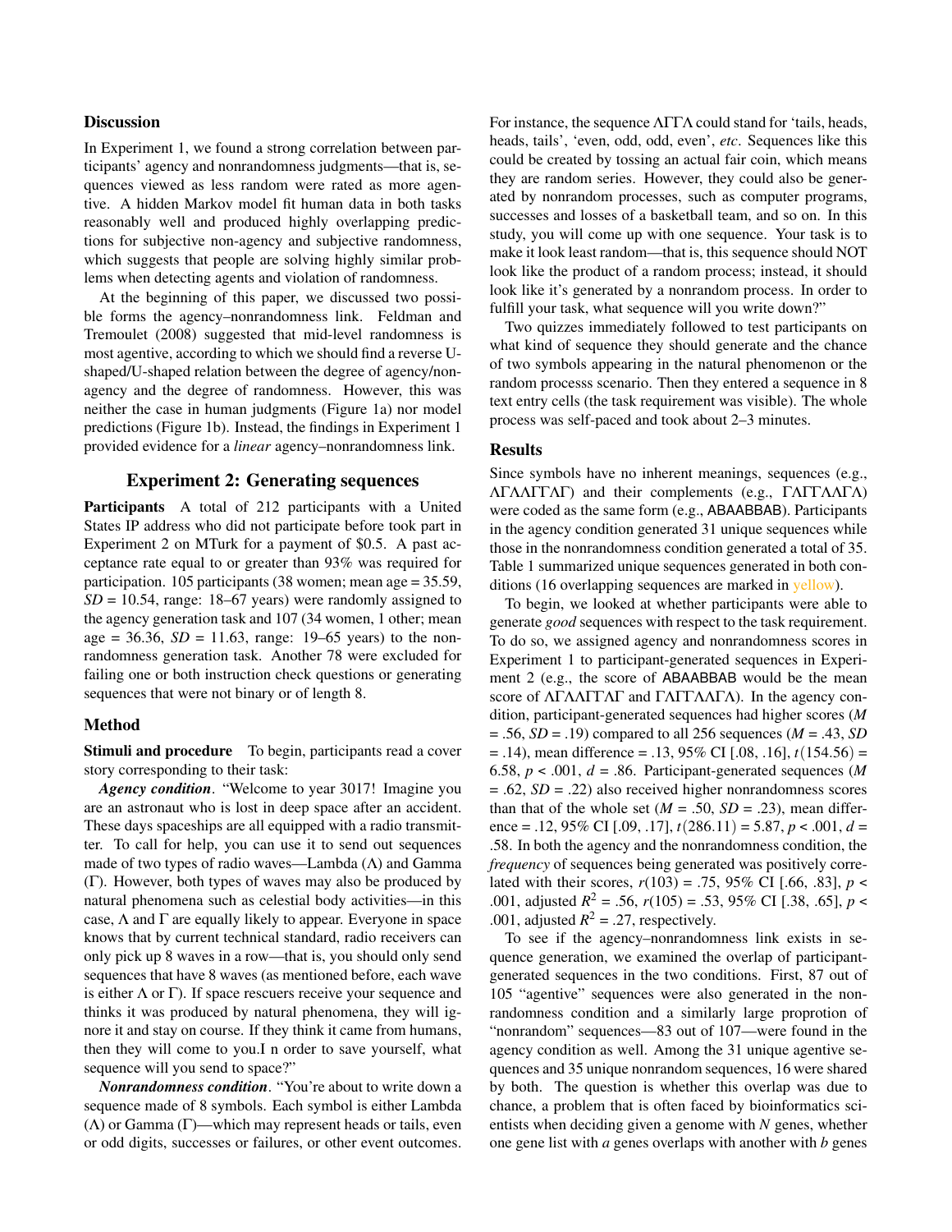## Discussion

In Experiment 1, we found a strong correlation between participants' agency and nonrandomness judgments—that is, sequences viewed as less random were rated as more agentive. A hidden Markov model fit human data in both tasks reasonably well and produced highly overlapping predictions for subjective non-agency and subjective randomness, which suggests that people are solving highly similar problems when detecting agents and violation of randomness.

At the beginning of this paper, we discussed two possible forms the agency–nonrandomness link. Feldman and Tremoulet (2008) suggested that mid-level randomness is most agentive, according to which we should find a reverse U-shaped/U-shaped relation between the degree of agency/non-agency and the degree of randomness. However, this was neither the case in human judgments (Figure 1a) nor model predictions (Figure 1b). Instead, the findings in Experiment 1 provided evidence for a *linear* agency–nonrandomness link.

# Experiment 2: Generating sequences

**Participants** A total of 212 participants with a United States IP address who did not participate before took part in Experiment 2 on MTurk for a payment of $0.5. A past acceptance rate equal to or greater than 93% was required for participation. 105 participants (38 women; mean age = 35.59, *SD* = 10.54, range: 18–67 years) were randomly assigned to the agency generation task and 107 (34 women, 1 other; mean age = 36.36, *SD* = 11.63, range: 19–65 years) to the nonrandomness generation task. Another 78 were excluded for failing one or both instruction check questions or generating sequences that were not binary or of length 8.

## Method

**Stimuli and procedure** To begin, participants read a cover story corresponding to their task:

***Agency condition***. "Welcome to year 3017! Imagine you are an astronaut who is lost in deep space after an accident. These days spaceships are all equipped with a radio transmitter. To call for help, you can use it to send out sequences made of two types of radio waves—Lambda (Λ) and Gamma (Γ). However, both types of waves may also be produced by natural phenomena such as celestial body activities—in this case, Λ and Γ are equally likely to appear. Everyone in space knows that by current technical standard, radio receivers can only pick up 8 waves in a row—that is, you should only send sequences that have 8 waves (as mentioned before, each wave is either Λ or Γ). If space rescuers receive your sequence and thinks it was produced by natural phenomena, they will ignore it and stay on course. If they think it came from humans, then they will come to you.I n order to save yourself, what sequence will you send to space?"

***Nonrandomness condition***. "You're about to write down a sequence made of 8 symbols. Each symbol is either Lambda (Λ) or Gamma (Γ)—which may represent heads or tails, even or odd digits, successes or failures, or other event outcomes. For instance, the sequence ΛΓΓΛ could stand for 'tails, heads, heads, tails', 'even, odd, odd, even', *etc*. Sequences like this could be created by tossing an actual fair coin, which means they are random series. However, they could also be generated by nonrandom processes, such as computer programs, successes and losses of a basketball team, and so on. In this study, you will come up with one sequence. Your task is to make it look least random—that is, this sequence should NOT look like the product of a random process; instead, it should look like it's generated by a nonrandom process. In order to fulfill your task, what sequence will you write down?"

Two quizzes immediately followed to test participants on what kind of sequence they should generate and the chance of two symbols appearing in the natural phenomenon or the random processs scenario. Then they entered a sequence in 8 text entry cells (the task requirement was visible). The whole process was self-paced and took about 2–3 minutes.

## Results

Since symbols have no inherent meanings, sequences (e.g., ΛΓΛΛΓΓΛΓ) and their complements (e.g., ΓΛΓΓΛΛΓΛ) were coded as the same form (e.g., ABAABBAB). Participants in the agency condition generated 31 unique sequences while those in the nonrandomness condition generated a total of 35. Table 1 summarized unique sequences generated in both conditions (16 overlapping sequences are marked in yellow).

To begin, we looked at whether participants were able to generate *good* sequences with respect to the task requirement. To do so, we assigned agency and nonrandomness scores in Experiment 1 to participant-generated sequences in Experiment 2 (e.g., the score of ABAABBAB would be the mean score of ΛΓΛΛΓΓΛΓ and ΓΛΓΓΛΛΓΛ). In the agency condition, participant-generated sequences had higher scores (*M* = .56, *SD* = .19) compared to all 256 sequences (*M* = .43, *SD* = .14), mean difference = .13, 95% CI [.08, .16], $t(154.56)$ = 6.58, $p < .001$, $d$ = .86. Participant-generated sequences (*M* = .62, *SD* = .22) also received higher nonrandomness scores than that of the whole set (*M* = .50, *SD* = .23), mean difference = .12, 95% CI [.09, .17], $t(286.11)$ = 5.87, $p < .001$, $d$ = .58. In both the agency and the nonrandomness condition, the *frequency* of sequences being generated was positively correlated with their scores, $r(103)$ = .75, 95% CI [.66, .83], $p <$ .001, adjusted $R^2$ = .56, $r(105)$ = .53, 95% CI [.38, .65], $p <$ .001, adjusted $R^2$ = .27, respectively.

To see if the agency–nonrandomness link exists in sequence generation, we examined the overlap of participant-generated sequences in the two conditions. First, 87 out of 105 "agentive" sequences were also generated in the nonrandomness condition and a similarly large proprotion of "nonrandom" sequences—83 out of 107—were found in the agency condition as well. Among the 31 unique agentive sequences and 35 unique nonrandom sequences, 16 were shared by both. The question is whether this overlap was due to chance, a problem that is often faced by bioinformatics scientists when deciding given a genome with *N* genes, whether one gene list with *a* genes overlaps with another with *b* genes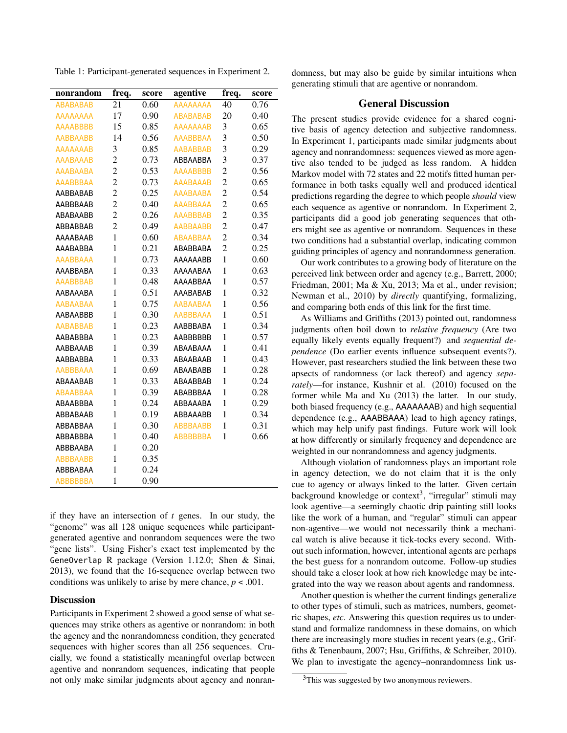Table 1: Participant-generated sequences in Experiment 2.

| nonrandom | freq. | score | agentive | freq. | score |
|---|---|---|---|---|---|
| ABABABAB | 21 | 0.60 | AAAAAAAA | 40 | 0.76 |
| AAAAAAAA | 17 | 0.90 | ABABABAB | 20 | 0.40 |
| AAAABBBB | 15 | 0.85 | AAAAAAAB | 3 | 0.65 |
| AABBAABB | 14 | 0.56 | AAABBBAA | 3 | 0.50 |
| AAAAAAAB | 3 | 0.85 | AABABBAB | 3 | 0.29 |
| AAABAAAB | 2 | 0.73 | ABBAABBA | 3 | 0.37 |
| AAABAABA | 2 | 0.53 | AAAABBBB | 2 | 0.56 |
| AAABBBAA | 2 | 0.73 | AAABAAAB | 2 | 0.65 |
| AABBABAB | 2 | 0.25 | AAABAABA | 2 | 0.54 |
| AABBBAAB | 2 | 0.40 | AAABBAAA | 2 | 0.65 |
| ABABAABB | 2 | 0.26 | AAABBBAB | 2 | 0.35 |
| ABBABBAB | 2 | 0.49 | AABBAABB | 2 | 0.47 |
| AAAABAAB | 1 | 0.60 | ABAABBAA | 2 | 0.34 |
| AAABABBA | 1 | 0.21 | ABABBABA | 2 | 0.25 |
| AAABBAAA | 1 | 0.73 | AAAAAABB | 1 | 0.60 |
| AAABBABA | 1 | 0.33 | AAAAABAA | 1 | 0.63 |
| AAABBBAB | 1 | 0.48 | AAAABBAA | 1 | 0.57 |
| AABAAABA | 1 | 0.51 | AAABABAB | 1 | 0.32 |
| AABABAAA | 1 | 0.75 | AABABAAA | 1 | 0.56 |
| AABAABBB | 1 | 0.30 | AABBBAAA | 1 | 0.51 |
| AABABBAB | 1 | 0.23 | AABBBABA | 1 | 0.34 |
| AABABBBA | 1 | 0.23 | AABBBBBB | 1 | 0.57 |
| AABBAAAB | 1 | 0.39 | ABAABAAA | 1 | 0.41 |
| AABBABBA | 1 | 0.33 | ABAABAAB | 1 | 0.43 |
| AABBBAAA | 1 | 0.69 | ABAABABB | 1 | 0.28 |
| ABAAABAB | 1 | 0.33 | ABAABBAB | 1 | 0.24 |
| ABAABBAA | 1 | 0.39 | ABABBBAA | 1 | 0.28 |
| ABAABBBA | 1 | 0.24 | ABBAAABA | 1 | 0.29 |
| ABBABAAB | 1 | 0.19 | ABBAAABB | 1 | 0.34 |
| ABBABBAA | 1 | 0.30 | ABBBAABB | 1 | 0.31 |
| ABBABBBA | 1 | 0.40 | ABBBBBBA | 1 | 0.66 |
| ABBBAABA | 1 | 0.20 | | | |
| ABBBAABB | 1 | 0.35 | | | |
| ABBBABAA | 1 | 0.24 | | | |
| ABBBBBBA | 1 | 0.90 | | | |

if they have an intersection of $t$ genes. In our study, the "genome" was all 128 unique sequences while participant-generated agentive and nonrandom sequences were the two "gene lists". Using Fisher's exact test implemented by the `GeneOverlap` R package (Version 1.12.0; Shen & Sinai, 2013), we found that the 16-sequence overlap between two conditions was unlikely to arise by mere chance, $p < .001$.

### Discussion

Participants in Experiment 2 showed a good sense of what sequences may strike others as agentive or nonrandom: in both the agency and the nonrandomness condition, they generated sequences with higher scores than all 256 sequences. Crucially, we found a statistically meaningful overlap between agentive and nonrandom sequences, indicating that people not only make similar judgments about agency and nonrandomness, but may also be guide by similar intuitions when generating stimuli that are agentive or nonrandom.

## General Discussion

The present studies provide evidence for a shared cognitive basis of agency detection and subjective randomness. In Experiment 1, participants made similar judgments about agency and nonrandomness: sequences viewed as more agentive also tended to be judged as less random. A hidden Markov model with 72 states and 22 motifs fitted human performance in both tasks equally well and produced identical predictions regarding the degree to which people *should* view each sequence as agentive or nonrandom. In Experiment 2, participants did a good job generating sequences that others might see as agentive or nonrandom. Sequences in these two conditions had a substantial overlap, indicating common guiding principles of agency and nonrandomness generation.

Our work contributes to a growing body of literature on the perceived link between order and agency (e.g., Barrett, 2000; Friedman, 2001; Ma & Xu, 2013; Ma et al., under revision; Newman et al., 2010) by *directly* quantifying, formalizing, and comparing both ends of this link for the first time.

As Williams and Griffiths (2013) pointed out, randomness judgments often boil down to *relative frequency* (Are two equally likely events equally frequent?) and *sequential dependence* (Do earlier events influence subsequent events?). However, past researchers studied the link between these two aspects of randomness (or lack thereof) and agency *separately*—for instance, Kushnir et al. (2010) focused on the former while Ma and Xu (2013) the latter. In our study, both biased frequency (e.g., AAAAAAAB) and high sequential dependence (e.g., AAABBAAA) lead to high agency ratings, which may help unify past findings. Future work will look at how differently or similarly frequency and dependence are weighted in our nonrandomness and agency judgments.

Although violation of randomness plays an important role in agency detection, we do not claim that it is the only cue to agency or always linked to the latter. Given certain background knowledge or context[3], "irregular" stimuli may look agentive—a seemingly chaotic drip painting still looks like the work of a human, and "regular" stimuli can appear non-agentive—we would not necessarily think a mechanical watch is alive because it tick-tocks every second. Without such information, however, intentional agents are perhaps the best guess for a nonrandom outcome. Follow-up studies should take a closer look at how rich knowledge may be integrated into the way we reason about agents and randomness.

Another question is whether the current findings generalize to other types of stimuli, such as matrices, numbers, geometric shapes, *etc*. Answering this question requires us to understand and formalize randomness in these domains, on which there are increasingly more studies in recent years (e.g., Griffiths & Tenenbaum, 2007; Hsu, Griffiths, & Schreiber, 2010). We plan to investigate the agency–nonrandomness link us-

[3] This was suggested by two anonymous reviewers.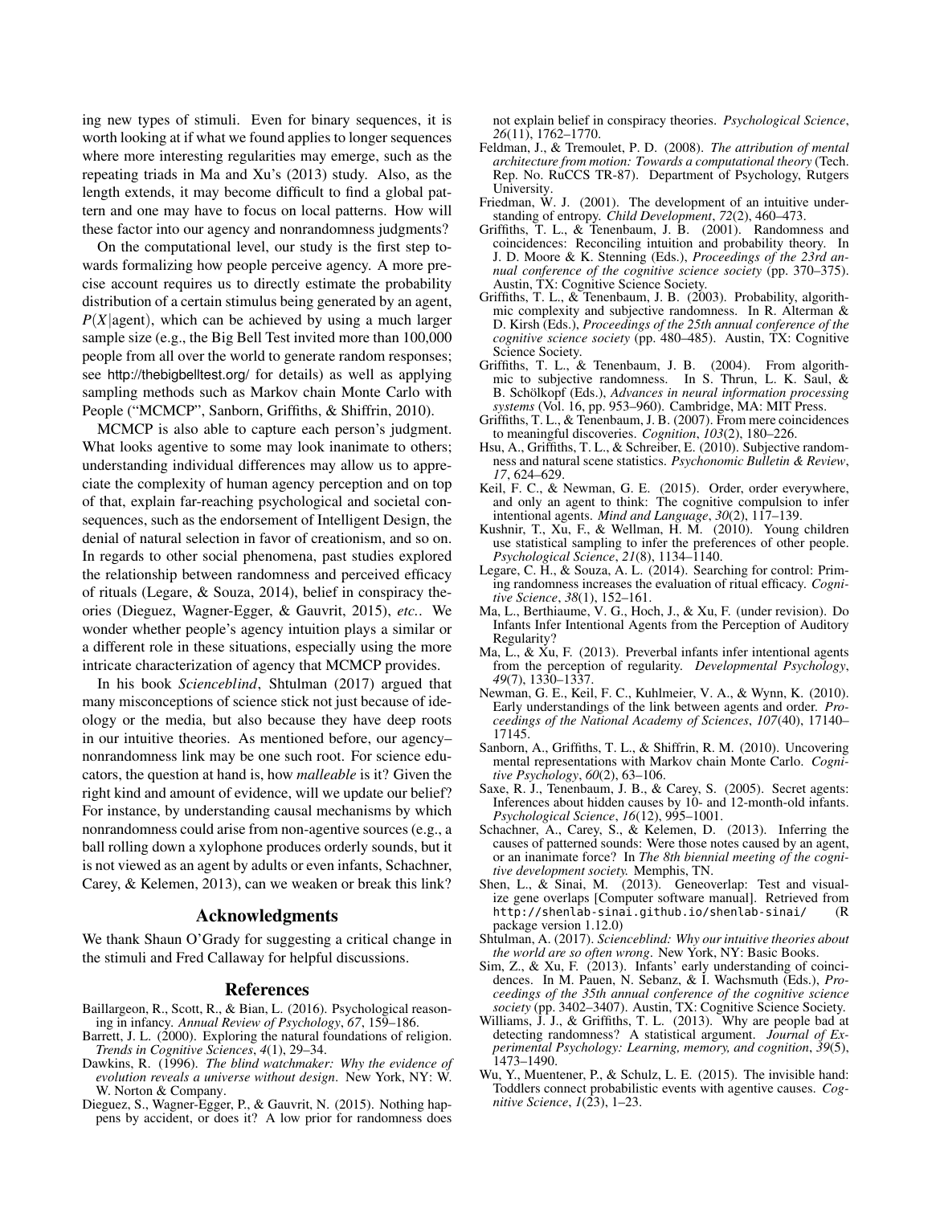ing new types of stimuli. Even for binary sequences, it is worth looking at if what we found applies to longer sequences where more interesting regularities may emerge, such as the repeating triads in Ma and Xu's (2013) study. Also, as the length extends, it may become difficult to find a global pattern and one may have to focus on local patterns. How will these factor into our agency and nonrandomness judgments?

On the computational level, our study is the first step towards formalizing how people perceive agency. A more precise account requires us to directly estimate the probability distribution of a certain stimulus being generated by an agent, $P(X|\text{agent})$, which can be achieved by using a much larger sample size (e.g., the Big Bell Test invited more than 100,000 people from all over the world to generate random responses; see http://thebigbelltest.org/ for details) as well as applying sampling methods such as Markov chain Monte Carlo with People ("MCMCP", Sanborn, Griffiths, & Shiffrin, 2010).

MCMCP is also able to capture each person's judgment. What looks agentive to some may look inanimate to others; understanding individual differences may allow us to appreciate the complexity of human agency perception and on top of that, explain far-reaching psychological and societal consequences, such as the endorsement of Intelligent Design, the denial of natural selection in favor of creationism, and so on. In regards to other social phenomena, past studies explored the relationship between randomness and perceived efficacy of rituals (Legare, & Souza, 2014), belief in conspiracy theories (Dieguez, Wagner-Egger, & Gauvrit, 2015), *etc.*. We wonder whether people's agency intuition plays a similar or a different role in these situations, especially using the more intricate characterization of agency that MCMCP provides.

In his book *Scienceblind*, Shtulman (2017) argued that many misconceptions of science stick not just because of ideology or the media, but also because they have deep roots in our intuitive theories. As mentioned before, our agency–nonrandomness link may be one such root. For science educators, the question at hand is, how *malleable* is it? Given the right kind and amount of evidence, will we update our belief? For instance, by understanding causal mechanisms by which nonrandomness could arise from non-agentive sources (e.g., a ball rolling down a xylophone produces orderly sounds, but it is not viewed as an agent by adults or even infants, Schachner, Carey, & Kelemen, 2013), can we weaken or break this link?

## Acknowledgments

We thank Shaun O'Grady for suggesting a critical change in the stimuli and Fred Callaway for helpful discussions.

## References

Baillargeon, R., Scott, R., & Bian, L. (2016). Psychological reasoning in infancy. *Annual Review of Psychology*, *67*, 159–186.

Barrett, J. L. (2000). Exploring the natural foundations of religion. *Trends in Cognitive Sciences*, *4*(1), 29–34.

Dawkins, R. (1996). *The blind watchmaker: Why the evidence of evolution reveals a universe without design*. New York, NY: W. W. Norton & Company.

Dieguez, S., Wagner-Egger, P., & Gauvrit, N. (2015). Nothing happens by accident, or does it? A low prior for randomness does not explain belief in conspiracy theories. *Psychological Science*, *26*(11), 1762–1770.

Feldman, J., & Tremoulet, P. D. (2008). *The attribution of mental architecture from motion: Towards a computational theory* (Tech. Rep. No. RuCCS TR-87). Department of Psychology, Rutgers University.

Friedman, W. J. (2001). The development of an intuitive understanding of entropy. *Child Development*, *72*(2), 460–473.

Griffiths, T. L., & Tenenbaum, J. B. (2001). Randomness and coincidences: Reconciling intuition and probability theory. In J. D. Moore & K. Stenning (Eds.), *Proceedings of the 23rd annual conference of the cognitive science society* (pp. 370–375). Austin, TX: Cognitive Science Society.

Griffiths, T. L., & Tenenbaum, J. B. (2003). Probability, algorithmic complexity and subjective randomness. In R. Alterman & D. Kirsh (Eds.), *Proceedings of the 25th annual conference of the cognitive science society* (pp. 480–485). Austin, TX: Cognitive Science Society.

Griffiths, T. L., & Tenenbaum, J. B. (2004). From algorithmic to subjective randomness. In S. Thrun, L. K. Saul, & B. Schölkopf (Eds.), *Advances in neural information processing systems* (Vol. 16, pp. 953–960). Cambridge, MA: MIT Press.

Griffiths, T. L., & Tenenbaum, J. B. (2007). From mere coincidences to meaningful discoveries. *Cognition*, *103*(2), 180–226.

Hsu, A., Griffiths, T. L., & Schreiber, E. (2010). Subjective randomness and natural scene statistics. *Psychonomic Bulletin & Review*, *17*, 624–629.

Keil, F. C., & Newman, G. E. (2015). Order, order everywhere, and only an agent to think: The cognitive compulsion to infer intentional agents. *Mind and Language*, *30*(2), 117–139.

Kushnir, T., Xu, F., & Wellman, H. M. (2010). Young children use statistical sampling to infer the preferences of other people. *Psychological Science*, *21*(8), 1134–1140.

Legare, C. H., & Souza, A. L. (2014). Searching for control: Priming randomness increases the evaluation of ritual efficacy. *Cognitive Science*, *38*(1), 152–161.

Ma, L., Berthiaume, V. G., Hoch, J., & Xu, F. (under revision). Do Infants Infer Intentional Agents from the Perception of Auditory Regularity?

Ma, L., & Xu, F. (2013). Preverbal infants infer intentional agents from the perception of regularity. *Developmental Psychology*, *49*(7), 1330–1337.

Newman, G. E., Keil, F. C., Kuhlmeier, V. A., & Wynn, K. (2010). Early understandings of the link between agents and order. *Proceedings of the National Academy of Sciences*, *107*(40), 17140–17145.

Sanborn, A., Griffiths, T. L., & Shiffrin, R. M. (2010). Uncovering mental representations with Markov chain Monte Carlo. *Cognitive Psychology*, *60*(2), 63–106.

Saxe, R. J., Tenenbaum, J. B., & Carey, S. (2005). Secret agents: Inferences about hidden causes by 10- and 12-month-old infants. *Psychological Science*, *16*(12), 995–1001.

Schachner, A., Carey, S., & Kelemen, D. (2013). Inferring the causes of patterned sounds: Were those notes caused by an agent, or an inanimate force? In *The 8th biennial meeting of the cognitive development society.* Memphis, TN.

Shen, L., & Sinai, M. (2013). Geneoverlap: Test and visualize gene overlaps [Computer software manual]. Retrieved from http://shenlab-sinai.github.io/shenlab-sinai/ (R package version 1.12.0)

Shtulman, A. (2017). *Scienceblind: Why our intuitive theories about the world are so often wrong*. New York, NY: Basic Books.

Sim, Z., & Xu, F. (2013). Infants' early understanding of coincidences. In M. Pauen, N. Sebanz, & I. Wachsmuth (Eds.), *Proceedings of the 35th annual conference of the cognitive science society* (pp. 3402–3407). Austin, TX: Cognitive Science Society.

Williams, J. J., & Griffiths, T. L. (2013). Why are people bad at detecting randomness? A statistical argument. *Journal of Experimental Psychology: Learning, memory, and cognition*, *39*(5), 1473–1490.

Wu, Y., Muentener, P., & Schulz, L. E. (2015). The invisible hand: Toddlers connect probabilistic events with agentive causes. *Cognitive Science*, *1*(23), 1–23.